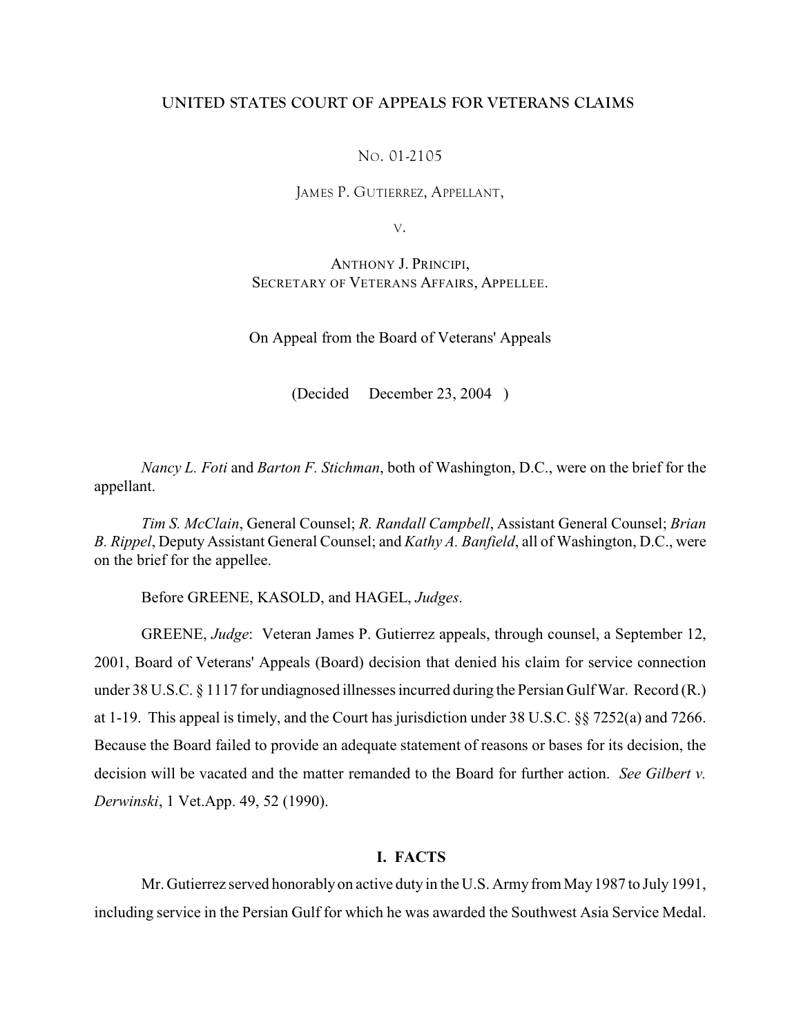UNITED STATES COURT OF APPEALS FOR VETERANS CLAIMS

NO. 01-2105

JAMES P. GUTIERREZ, APPELLANT,

V.

ANTHONY J. PRINCIPI,
SECRETARY OF VETERANS AFFAIRS, APPELLEE.

On Appeal from the Board of Veterans' Appeals

(Decided December 23, 2004 )

*Nancy L. Foti* and *Barton F. Stichman*, both of Washington, D.C., were on the brief for the appellant.

*Tim S. McClain*, General Counsel; *R. Randall Campbell*, Assistant General Counsel; *Brian B. Rippel*, Deputy Assistant General Counsel; and *Kathy A. Banfield*, all of Washington, D.C., were on the brief for the appellee.

Before GREENE, KASOLD, and HAGEL, *Judges*.

GREENE, *Judge*: Veteran James P. Gutierrez appeals, through counsel, a September 12, 2001, Board of Veterans' Appeals (Board) decision that denied his claim for service connection under 38 U.S.C. § 1117 for undiagnosed illnesses incurred during the Persian Gulf War. Record (R.) at 1-19. This appeal is timely, and the Court has jurisdiction under 38 U.S.C. §§ 7252(a) and 7266. Because the Board failed to provide an adequate statement of reasons or bases for its decision, the decision will be vacated and the matter remanded to the Board for further action. *See Gilbert v. Derwinski*, 1 Vet.App. 49, 52 (1990).

## I. FACTS

Mr. Gutierrez served honorably on active duty in the U.S. Army from May 1987 to July 1991, including service in the Persian Gulf for which he was awarded the Southwest Asia Service Medal.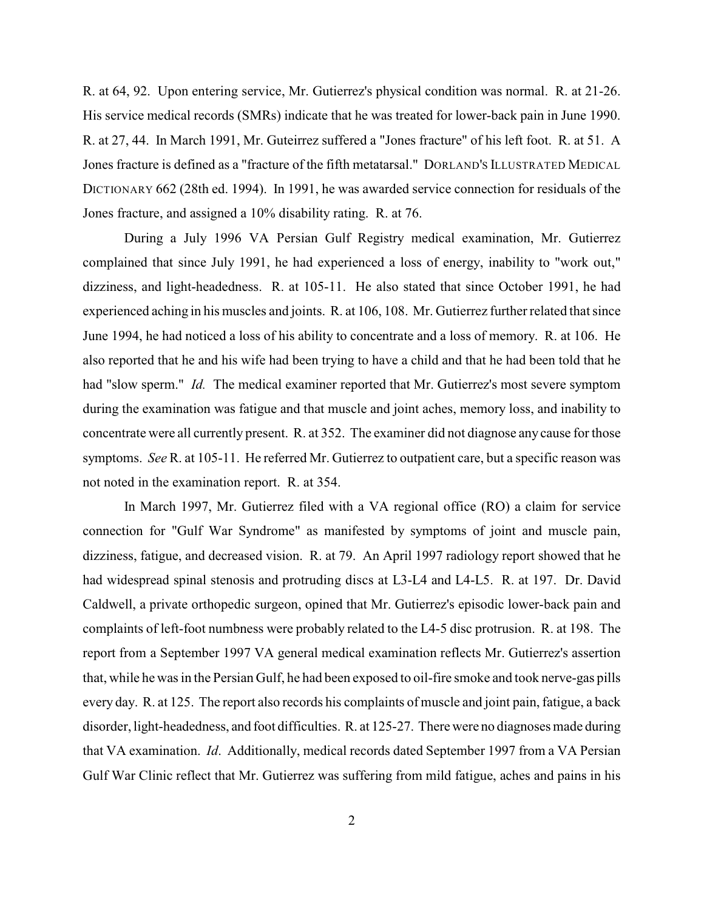R. at 64, 92. Upon entering service, Mr. Gutierrez's physical condition was normal. R. at 21-26. His service medical records (SMRs) indicate that he was treated for lower-back pain in June 1990. R. at 27, 44. In March 1991, Mr. Guteirrez suffered a "Jones fracture" of his left foot. R. at 51. A Jones fracture is defined as a "fracture of the fifth metatarsal." DORLAND'S ILLUSTRATED MEDICAL DICTIONARY 662 (28th ed. 1994). In 1991, he was awarded service connection for residuals of the Jones fracture, and assigned a 10% disability rating. R. at 76.

During a July 1996 VA Persian Gulf Registry medical examination, Mr. Gutierrez complained that since July 1991, he had experienced a loss of energy, inability to "work out," dizziness, and light-headedness. R. at 105-11. He also stated that since October 1991, he had experienced aching in his muscles and joints. R. at 106, 108. Mr. Gutierrez further related that since June 1994, he had noticed a loss of his ability to concentrate and a loss of memory. R. at 106. He also reported that he and his wife had been trying to have a child and that he had been told that he had "slow sperm." *Id.* The medical examiner reported that Mr. Gutierrez's most severe symptom during the examination was fatigue and that muscle and joint aches, memory loss, and inability to concentrate were all currently present. R. at 352. The examiner did not diagnose any cause for those symptoms. *See* R. at 105-11. He referred Mr. Gutierrez to outpatient care, but a specific reason was not noted in the examination report. R. at 354.

In March 1997, Mr. Gutierrez filed with a VA regional office (RO) a claim for service connection for "Gulf War Syndrome" as manifested by symptoms of joint and muscle pain, dizziness, fatigue, and decreased vision. R. at 79. An April 1997 radiology report showed that he had widespread spinal stenosis and protruding discs at L3-L4 and L4-L5. R. at 197. Dr. David Caldwell, a private orthopedic surgeon, opined that Mr. Gutierrez's episodic lower-back pain and complaints of left-foot numbness were probably related to the L4-5 disc protrusion. R. at 198. The report from a September 1997 VA general medical examination reflects Mr. Gutierrez's assertion that, while he was in the Persian Gulf, he had been exposed to oil-fire smoke and took nerve-gas pills every day. R. at 125. The report also records his complaints of muscle and joint pain, fatigue, a back disorder, light-headedness, and foot difficulties. R. at 125-27. There were no diagnoses made during that VA examination. *Id*. Additionally, medical records dated September 1997 from a VA Persian Gulf War Clinic reflect that Mr. Gutierrez was suffering from mild fatigue, aches and pains in his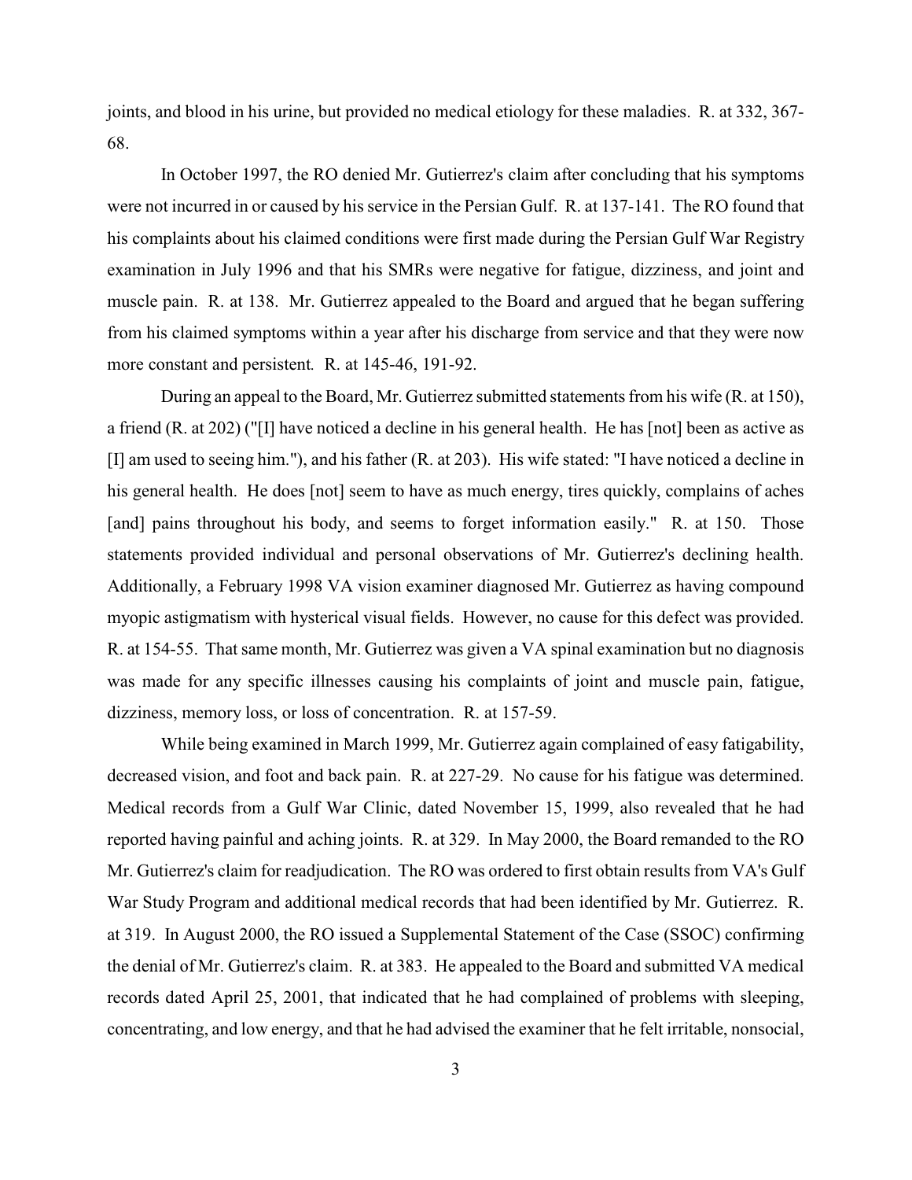joints, and blood in his urine, but provided no medical etiology for these maladies. R. at 332, 367-68.

In October 1997, the RO denied Mr. Gutierrez's claim after concluding that his symptoms were not incurred in or caused by his service in the Persian Gulf. R. at 137-141. The RO found that his complaints about his claimed conditions were first made during the Persian Gulf War Registry examination in July 1996 and that his SMRs were negative for fatigue, dizziness, and joint and muscle pain. R. at 138. Mr. Gutierrez appealed to the Board and argued that he began suffering from his claimed symptoms within a year after his discharge from service and that they were now more constant and persistent. R. at 145-46, 191-92.

During an appeal to the Board, Mr. Gutierrez submitted statements from his wife (R. at 150), a friend (R. at 202) ("[I] have noticed a decline in his general health. He has [not] been as active as [I] am used to seeing him."), and his father (R. at 203). His wife stated: "I have noticed a decline in his general health. He does [not] seem to have as much energy, tires quickly, complains of aches [and] pains throughout his body, and seems to forget information easily." R. at 150. Those statements provided individual and personal observations of Mr. Gutierrez's declining health. Additionally, a February 1998 VA vision examiner diagnosed Mr. Gutierrez as having compound myopic astigmatism with hysterical visual fields. However, no cause for this defect was provided. R. at 154-55. That same month, Mr. Gutierrez was given a VA spinal examination but no diagnosis was made for any specific illnesses causing his complaints of joint and muscle pain, fatigue, dizziness, memory loss, or loss of concentration. R. at 157-59.

While being examined in March 1999, Mr. Gutierrez again complained of easy fatigability, decreased vision, and foot and back pain. R. at 227-29. No cause for his fatigue was determined. Medical records from a Gulf War Clinic, dated November 15, 1999, also revealed that he had reported having painful and aching joints. R. at 329. In May 2000, the Board remanded to the RO Mr. Gutierrez's claim for readjudication. The RO was ordered to first obtain results from VA's Gulf War Study Program and additional medical records that had been identified by Mr. Gutierrez. R. at 319. In August 2000, the RO issued a Supplemental Statement of the Case (SSOC) confirming the denial of Mr. Gutierrez's claim. R. at 383. He appealed to the Board and submitted VA medical records dated April 25, 2001, that indicated that he had complained of problems with sleeping, concentrating, and low energy, and that he had advised the examiner that he felt irritable, nonsocial,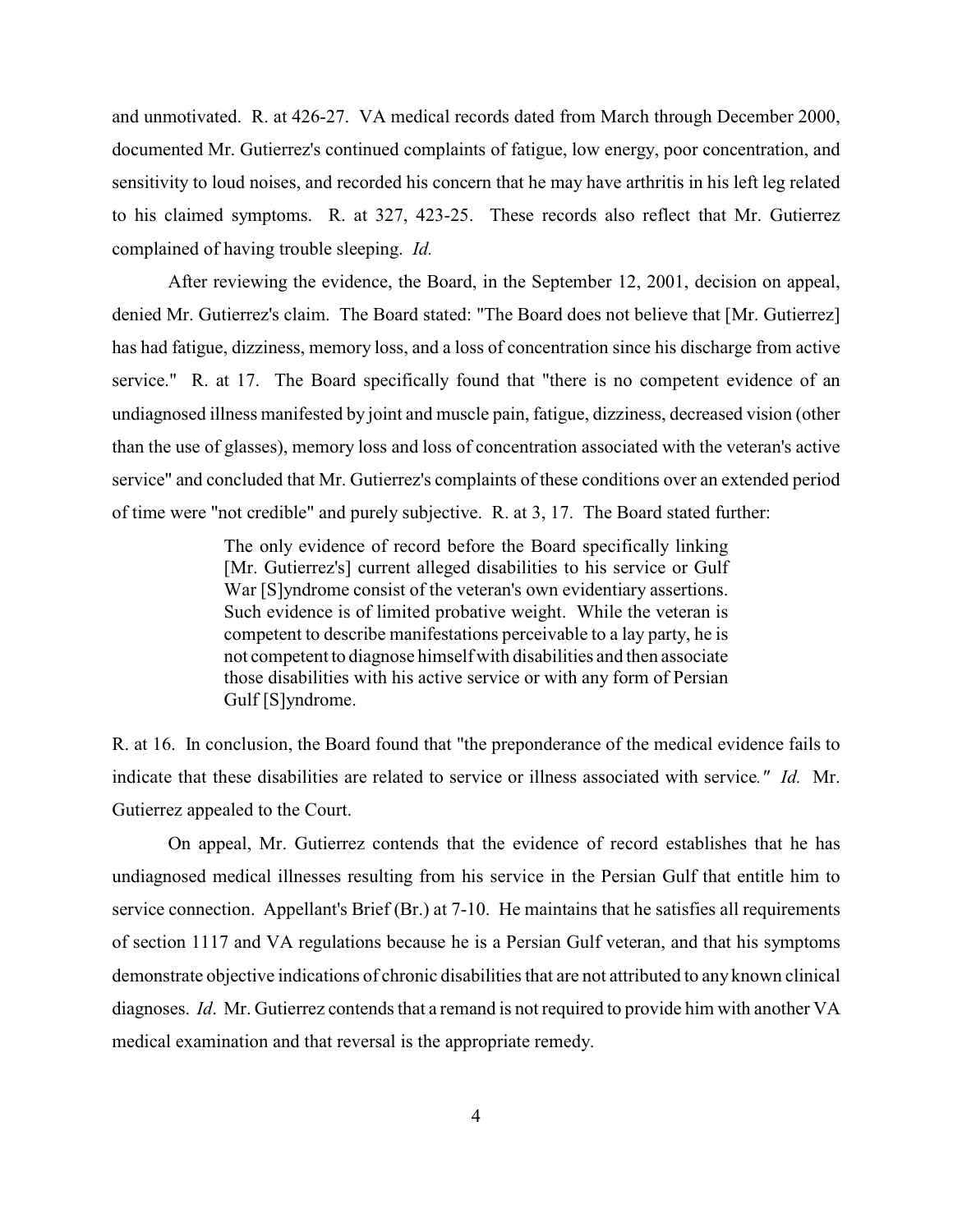and unmotivated. R. at 426-27. VA medical records dated from March through December 2000, documented Mr. Gutierrez's continued complaints of fatigue, low energy, poor concentration, and sensitivity to loud noises, and recorded his concern that he may have arthritis in his left leg related to his claimed symptoms. R. at 327, 423-25. These records also reflect that Mr. Gutierrez complained of having trouble sleeping. *Id.*

After reviewing the evidence, the Board, in the September 12, 2001, decision on appeal, denied Mr. Gutierrez's claim. The Board stated: "The Board does not believe that [Mr. Gutierrez] has had fatigue, dizziness, memory loss, and a loss of concentration since his discharge from active service." R. at 17. The Board specifically found that "there is no competent evidence of an undiagnosed illness manifested by joint and muscle pain, fatigue, dizziness, decreased vision (other than the use of glasses), memory loss and loss of concentration associated with the veteran's active service" and concluded that Mr. Gutierrez's complaints of these conditions over an extended period of time were "not credible" and purely subjective. R. at 3, 17. The Board stated further:

> The only evidence of record before the Board specifically linking [Mr. Gutierrez's] current alleged disabilities to his service or Gulf War [S]yndrome consist of the veteran's own evidentiary assertions. Such evidence is of limited probative weight. While the veteran is competent to describe manifestations perceivable to a lay party, he is not competent to diagnose himself with disabilities and then associate those disabilities with his active service or with any form of Persian Gulf [S]yndrome.

R. at 16. In conclusion, the Board found that "the preponderance of the medical evidence fails to indicate that these disabilities are related to service or illness associated with service*." Id.* Mr. Gutierrez appealed to the Court.

On appeal, Mr. Gutierrez contends that the evidence of record establishes that he has undiagnosed medical illnesses resulting from his service in the Persian Gulf that entitle him to service connection. Appellant's Brief (Br.) at 7-10. He maintains that he satisfies all requirements of section 1117 and VA regulations because he is a Persian Gulf veteran, and that his symptoms demonstrate objective indications of chronic disabilities that are not attributed to any known clinical diagnoses. *Id*. Mr. Gutierrez contends that a remand is not required to provide him with another VA medical examination and that reversal is the appropriate remedy.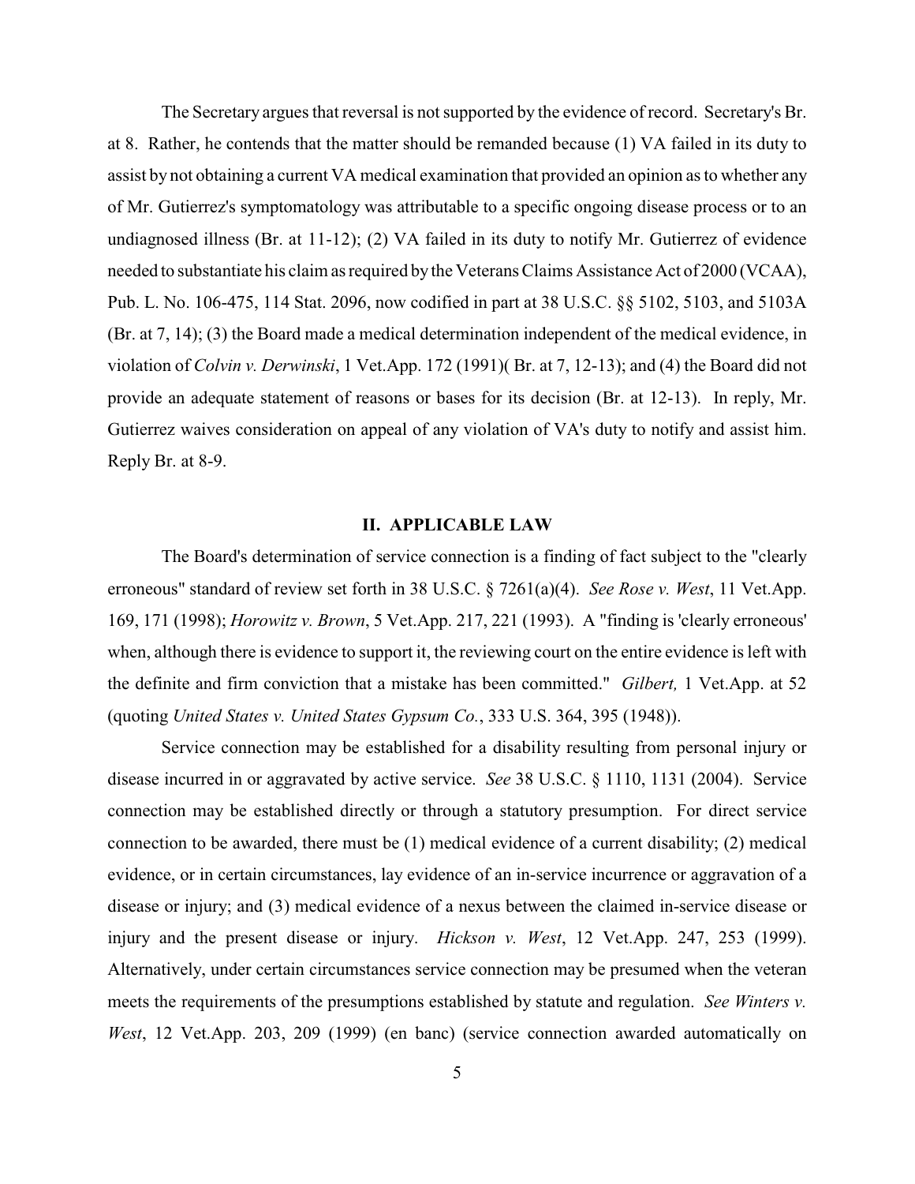The Secretary argues that reversal is not supported by the evidence of record. Secretary's Br. at 8. Rather, he contends that the matter should be remanded because (1) VA failed in its duty to assist by not obtaining a current VA medical examination that provided an opinion as to whether any of Mr. Gutierrez's symptomatology was attributable to a specific ongoing disease process or to an undiagnosed illness (Br. at 11-12); (2) VA failed in its duty to notify Mr. Gutierrez of evidence needed to substantiate his claim as required by the Veterans Claims Assistance Act of 2000 (VCAA), Pub. L. No. 106-475, 114 Stat. 2096, now codified in part at 38 U.S.C. §§ 5102, 5103, and 5103A (Br. at 7, 14); (3) the Board made a medical determination independent of the medical evidence, in violation of *Colvin v. Derwinski*, 1 Vet.App. 172 (1991)( Br. at 7, 12-13); and (4) the Board did not provide an adequate statement of reasons or bases for its decision (Br. at 12-13). In reply, Mr. Gutierrez waives consideration on appeal of any violation of VA's duty to notify and assist him. Reply Br. at 8-9.

## II. APPLICABLE LAW

The Board's determination of service connection is a finding of fact subject to the "clearly erroneous" standard of review set forth in 38 U.S.C. § 7261(a)(4). *See Rose v. West*, 11 Vet.App. 169, 171 (1998); *Horowitz v. Brown*, 5 Vet.App. 217, 221 (1993). A "finding is 'clearly erroneous' when, although there is evidence to support it, the reviewing court on the entire evidence is left with the definite and firm conviction that a mistake has been committed." *Gilbert,* 1 Vet.App. at 52 (quoting *United States v. United States Gypsum Co.*, 333 U.S. 364, 395 (1948)).

Service connection may be established for a disability resulting from personal injury or disease incurred in or aggravated by active service. *See* 38 U.S.C. § 1110, 1131 (2004). Service connection may be established directly or through a statutory presumption. For direct service connection to be awarded, there must be (1) medical evidence of a current disability; (2) medical evidence, or in certain circumstances, lay evidence of an in-service incurrence or aggravation of a disease or injury; and (3) medical evidence of a nexus between the claimed in-service disease or injury and the present disease or injury. *Hickson v. West*, 12 Vet.App. 247, 253 (1999). Alternatively, under certain circumstances service connection may be presumed when the veteran meets the requirements of the presumptions established by statute and regulation. *See Winters v. West*, 12 Vet.App. 203, 209 (1999) (en banc) (service connection awarded automatically on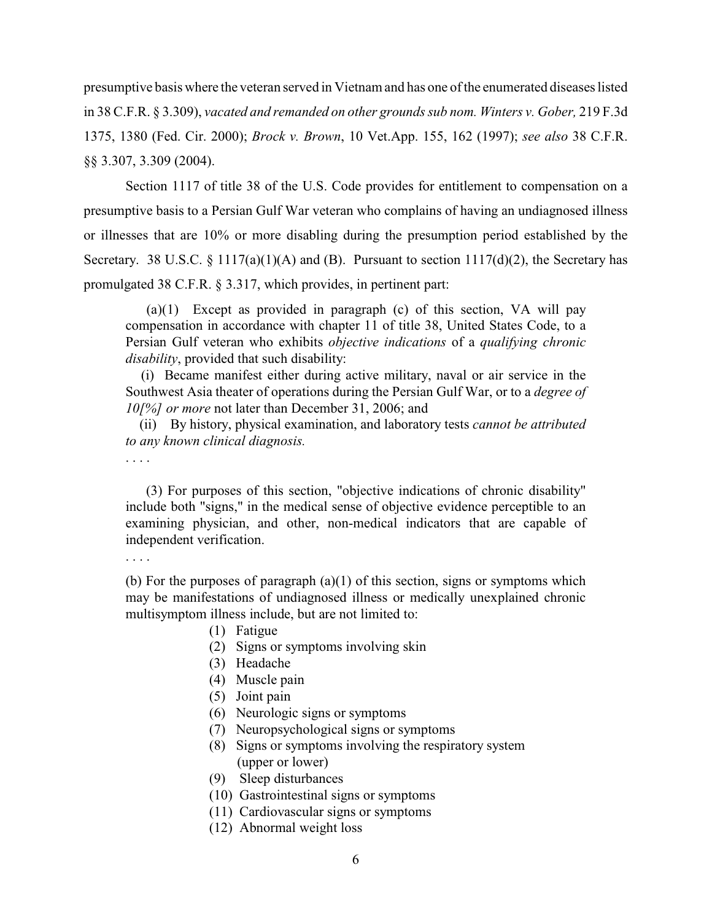presumptive basis where the veteran served in Vietnam and has one of the enumerated diseases listed in 38 C.F.R. § 3.309), *vacated and remanded on other grounds sub nom. Winters v. Gober,* 219 F.3d 1375, 1380 (Fed. Cir. 2000); *Brock v. Brown*, 10 Vet.App. 155, 162 (1997); *see also* 38 C.F.R. §§ 3.307, 3.309 (2004).

Section 1117 of title 38 of the U.S. Code provides for entitlement to compensation on a presumptive basis to a Persian Gulf War veteran who complains of having an undiagnosed illness or illnesses that are 10% or more disabling during the presumption period established by the Secretary. 38 U.S.C. § 1117(a)(1)(A) and (B). Pursuant to section 1117(d)(2), the Secretary has promulgated 38 C.F.R. § 3.317, which provides, in pertinent part:

> (a)(1) Except as provided in paragraph (c) of this section, VA will pay compensation in accordance with chapter 11 of title 38, United States Code, to a Persian Gulf veteran who exhibits *objective indications* of a *qualifying chronic disability*, provided that such disability:
>
> (i) Became manifest either during active military, naval or air service in the Southwest Asia theater of operations during the Persian Gulf War, or to a *degree of 10[%] or more* not later than December 31, 2006; and
>
> (ii) By history, physical examination, and laboratory tests *cannot be attributed to any known clinical diagnosis.*
>
> . . . .
>
> (3) For purposes of this section, "objective indications of chronic disability" include both "signs," in the medical sense of objective evidence perceptible to an examining physician, and other, non-medical indicators that are capable of independent verification.
>
> . . . .
>
> (b) For the purposes of paragraph (a)(1) of this section, signs or symptoms which may be manifestations of undiagnosed illness or medically unexplained chronic multisymptom illness include, but are not limited to:
>
> (1) Fatigue
> (2) Signs or symptoms involving skin
> (3) Headache
> (4) Muscle pain
> (5) Joint pain
> (6) Neurologic signs or symptoms
> (7) Neuropsychological signs or symptoms
> (8) Signs or symptoms involving the respiratory system (upper or lower)
> (9) Sleep disturbances
> (10) Gastrointestinal signs or symptoms
> (11) Cardiovascular signs or symptoms
> (12) Abnormal weight loss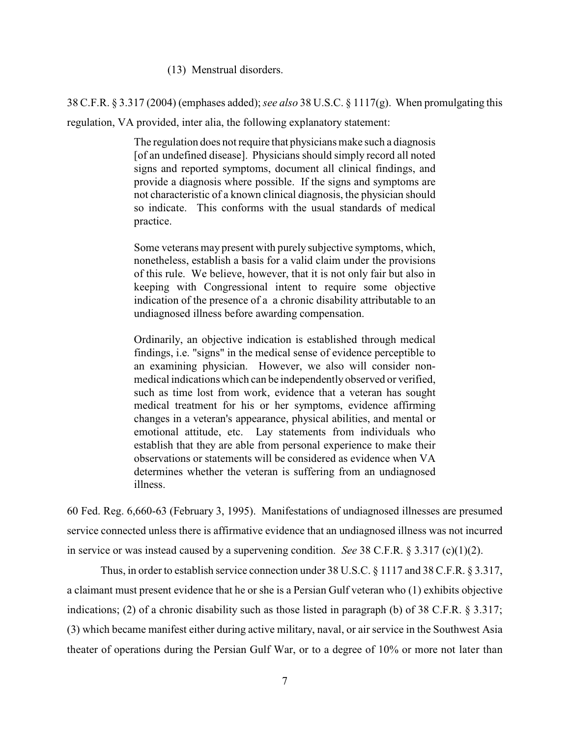(13) Menstrual disorders.

38 C.F.R. § 3.317 (2004) (emphases added); *see also* 38 U.S.C. § 1117(g). When promulgating this regulation, VA provided, inter alia, the following explanatory statement:

> The regulation does not require that physicians make such a diagnosis [of an undefined disease]. Physicians should simply record all noted signs and reported symptoms, document all clinical findings, and provide a diagnosis where possible. If the signs and symptoms are not characteristic of a known clinical diagnosis, the physician should so indicate. This conforms with the usual standards of medical practice.
>
> Some veterans may present with purely subjective symptoms, which, nonetheless, establish a basis for a valid claim under the provisions of this rule. We believe, however, that it is not only fair but also in keeping with Congressional intent to require some objective indication of the presence of a a chronic disability attributable to an undiagnosed illness before awarding compensation.
>
> Ordinarily, an objective indication is established through medical findings, i.e. "signs" in the medical sense of evidence perceptible to an examining physician. However, we also will consider non-medical indications which can be independently observed or verified, such as time lost from work, evidence that a veteran has sought medical treatment for his or her symptoms, evidence affirming changes in a veteran's appearance, physical abilities, and mental or emotional attitude, etc. Lay statements from individuals who establish that they are able from personal experience to make their observations or statements will be considered as evidence when VA determines whether the veteran is suffering from an undiagnosed illness.

60 Fed. Reg. 6,660-63 (February 3, 1995). Manifestations of undiagnosed illnesses are presumed service connected unless there is affirmative evidence that an undiagnosed illness was not incurred in service or was instead caused by a supervening condition. *See* 38 C.F.R. § 3.317 (c)(1)(2).

Thus, in order to establish service connection under 38 U.S.C. § 1117 and 38 C.F.R. § 3.317, a claimant must present evidence that he or she is a Persian Gulf veteran who (1) exhibits objective indications; (2) of a chronic disability such as those listed in paragraph (b) of 38 C.F.R. § 3.317; (3) which became manifest either during active military, naval, or air service in the Southwest Asia theater of operations during the Persian Gulf War, or to a degree of 10% or more not later than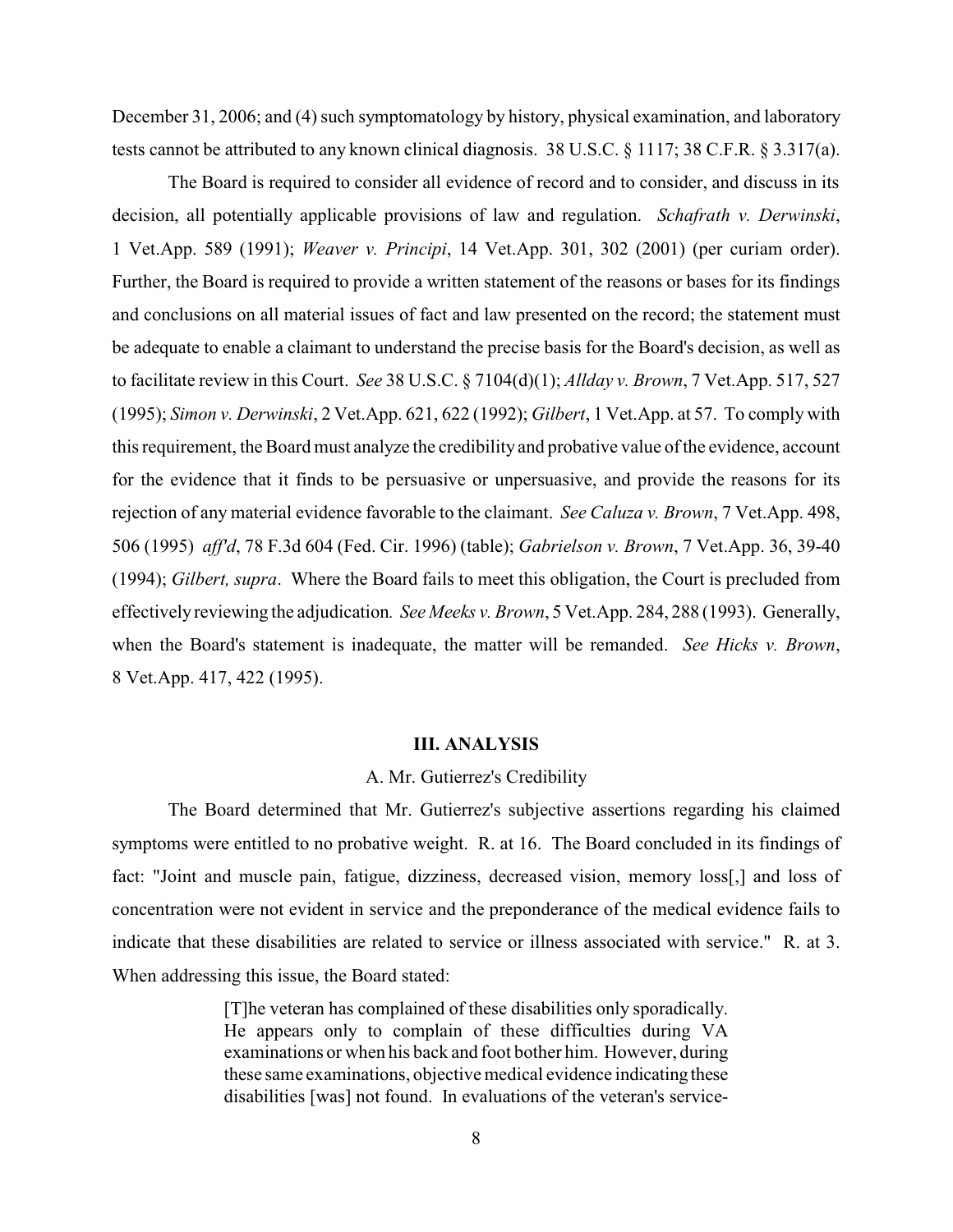December 31, 2006; and (4) such symptomatology by history, physical examination, and laboratory tests cannot be attributed to any known clinical diagnosis. 38 U.S.C. § 1117; 38 C.F.R. § 3.317(a).

The Board is required to consider all evidence of record and to consider, and discuss in its decision, all potentially applicable provisions of law and regulation. *Schafrath v. Derwinski*, 1 Vet.App. 589 (1991); *Weaver v. Principi*, 14 Vet.App. 301, 302 (2001) (per curiam order). Further, the Board is required to provide a written statement of the reasons or bases for its findings and conclusions on all material issues of fact and law presented on the record; the statement must be adequate to enable a claimant to understand the precise basis for the Board's decision, as well as to facilitate review in this Court. *See* 38 U.S.C. § 7104(d)(1); *Allday v. Brown*, 7 Vet.App. 517, 527 (1995); *Simon v. Derwinski*, 2 Vet.App. 621, 622 (1992); *Gilbert*, 1 Vet.App. at 57. To comply with this requirement, the Board must analyze the credibility and probative value of the evidence, account for the evidence that it finds to be persuasive or unpersuasive, and provide the reasons for its rejection of any material evidence favorable to the claimant. *See Caluza v. Brown*, 7 Vet.App. 498, 506 (1995) *aff'd*, 78 F.3d 604 (Fed. Cir. 1996) (table); *Gabrielson v. Brown*, 7 Vet.App. 36, 39-40 (1994); *Gilbert, supra*. Where the Board fails to meet this obligation, the Court is precluded from effectively reviewing the adjudication*. See Meeks v. Brown*, 5 Vet.App. 284, 288 (1993). Generally, when the Board's statement is inadequate, the matter will be remanded. *See Hicks v. Brown*, 8 Vet.App. 417, 422 (1995).

## III. ANALYSIS

### A. Mr. Gutierrez's Credibility

The Board determined that Mr. Gutierrez's subjective assertions regarding his claimed symptoms were entitled to no probative weight. R. at 16. The Board concluded in its findings of fact: "Joint and muscle pain, fatigue, dizziness, decreased vision, memory loss[,] and loss of concentration were not evident in service and the preponderance of the medical evidence fails to indicate that these disabilities are related to service or illness associated with service." R. at 3. When addressing this issue, the Board stated:

> [T]he veteran has complained of these disabilities only sporadically. He appears only to complain of these difficulties during VA examinations or when his back and foot bother him. However, during these same examinations, objective medical evidence indicating these disabilities [was] not found. In evaluations of the veteran's service-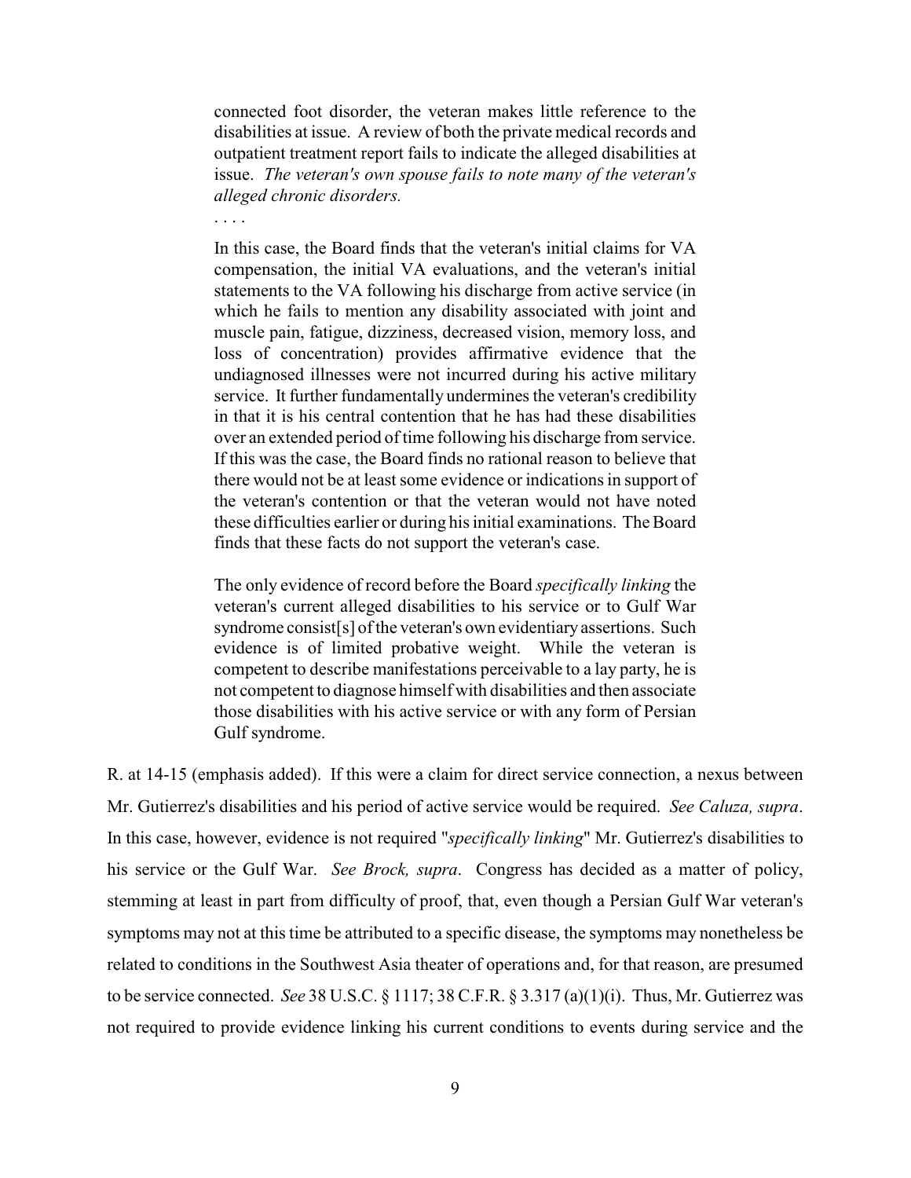> connected foot disorder, the veteran makes little reference to the disabilities at issue. A review of both the private medical records and outpatient treatment report fails to indicate the alleged disabilities at issue. *The veteran's own spouse fails to note many of the veteran's alleged chronic disorders.*
>
> . . . .
>
> In this case, the Board finds that the veteran's initial claims for VA compensation, the initial VA evaluations, and the veteran's initial statements to the VA following his discharge from active service (in which he fails to mention any disability associated with joint and muscle pain, fatigue, dizziness, decreased vision, memory loss, and loss of concentration) provides affirmative evidence that the undiagnosed illnesses were not incurred during his active military service. It further fundamentally undermines the veteran's credibility in that it is his central contention that he has had these disabilities over an extended period of time following his discharge from service. If this was the case, the Board finds no rational reason to believe that there would not be at least some evidence or indications in support of the veteran's contention or that the veteran would not have noted these difficulties earlier or during his initial examinations. The Board finds that these facts do not support the veteran's case.
>
> The only evidence of record before the Board *specifically linking* the veteran's current alleged disabilities to his service or to Gulf War syndrome consist[s] of the veteran's own evidentiary assertions. Such evidence is of limited probative weight. While the veteran is competent to describe manifestations perceivable to a lay party, he is not competent to diagnose himself with disabilities and then associate those disabilities with his active service or with any form of Persian Gulf syndrome.

R. at 14-15 (emphasis added). If this were a claim for direct service connection, a nexus between Mr. Gutierrez's disabilities and his period of active service would be required. *See Caluza, supra*. In this case, however, evidence is not required "*specifically linking*" Mr. Gutierrez's disabilities to his service or the Gulf War. *See Brock, supra*. Congress has decided as a matter of policy, stemming at least in part from difficulty of proof, that, even though a Persian Gulf War veteran's symptoms may not at this time be attributed to a specific disease, the symptoms may nonetheless be related to conditions in the Southwest Asia theater of operations and, for that reason, are presumed to be service connected. *See* 38 U.S.C. § 1117; 38 C.F.R. § 3.317 (a)(1)(i). Thus, Mr. Gutierrez was not required to provide evidence linking his current conditions to events during service and the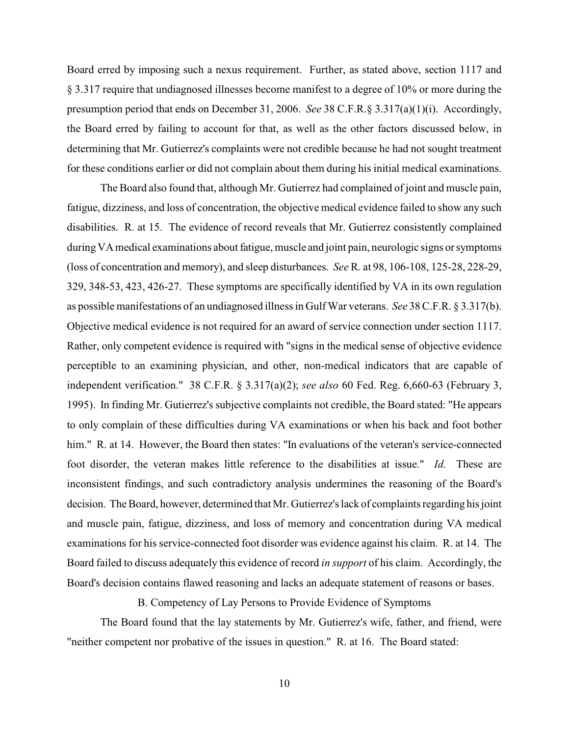Board erred by imposing such a nexus requirement. Further, as stated above, section 1117 and § 3.317 require that undiagnosed illnesses become manifest to a degree of 10% or more during the presumption period that ends on December 31, 2006. *See* 38 C.F.R.§ 3.317(a)(1)(i). Accordingly, the Board erred by failing to account for that, as well as the other factors discussed below, in determining that Mr. Gutierrez's complaints were not credible because he had not sought treatment for these conditions earlier or did not complain about them during his initial medical examinations.

The Board also found that, although Mr. Gutierrez had complained of joint and muscle pain, fatigue, dizziness, and loss of concentration, the objective medical evidence failed to show any such disabilities. R. at 15. The evidence of record reveals that Mr. Gutierrez consistently complained during VA medical examinations about fatigue, muscle and joint pain, neurologic signs or symptoms (loss of concentration and memory), and sleep disturbances. *See* R. at 98, 106-108, 125-28, 228-29, 329, 348-53, 423, 426-27. These symptoms are specifically identified by VA in its own regulation as possible manifestations of an undiagnosed illness in Gulf War veterans. *See* 38 C.F.R. § 3.317(b). Objective medical evidence is not required for an award of service connection under section 1117. Rather, only competent evidence is required with "signs in the medical sense of objective evidence perceptible to an examining physician, and other, non-medical indicators that are capable of independent verification." 38 C.F.R. § 3.317(a)(2); *see also* 60 Fed. Reg. 6,660-63 (February 3, 1995). In finding Mr. Gutierrez's subjective complaints not credible, the Board stated: "He appears to only complain of these difficulties during VA examinations or when his back and foot bother him." R. at 14. However, the Board then states: "In evaluations of the veteran's service-connected foot disorder, the veteran makes little reference to the disabilities at issue." *Id.* These are inconsistent findings, and such contradictory analysis undermines the reasoning of the Board's decision. The Board, however, determined that Mr. Gutierrez's lack of complaints regarding his joint and muscle pain, fatigue, dizziness, and loss of memory and concentration during VA medical examinations for his service-connected foot disorder was evidence against his claim. R. at 14. The Board failed to discuss adequately this evidence of record *in support* of his claim. Accordingly, the Board's decision contains flawed reasoning and lacks an adequate statement of reasons or bases.

B. Competency of Lay Persons to Provide Evidence of Symptoms

The Board found that the lay statements by Mr. Gutierrez's wife, father, and friend, were "neither competent nor probative of the issues in question." R. at 16. The Board stated: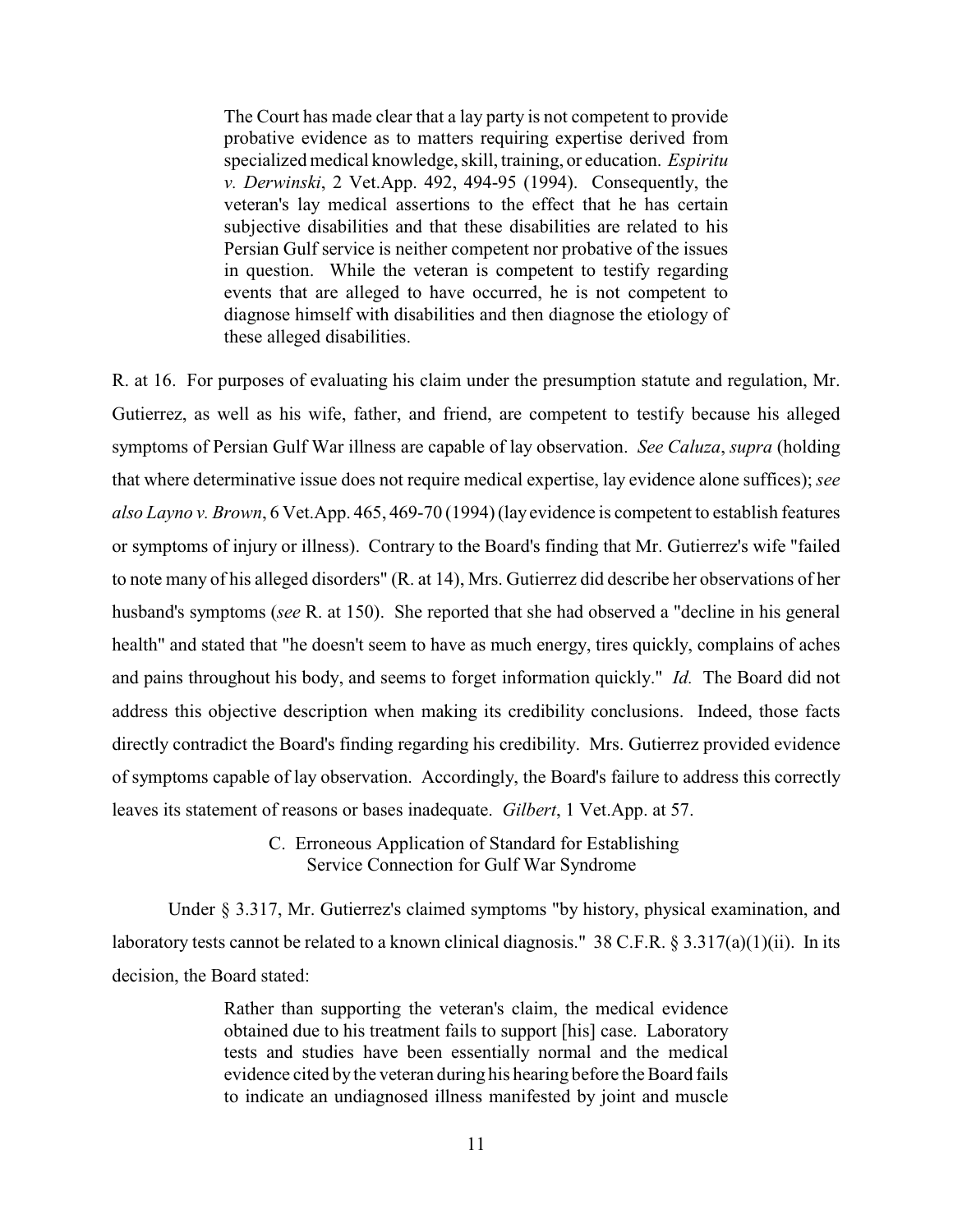> The Court has made clear that a lay party is not competent to provide probative evidence as to matters requiring expertise derived from specialized medical knowledge, skill, training, or education. *Espiritu v. Derwinski*, 2 Vet.App. 492, 494-95 (1994). Consequently, the veteran's lay medical assertions to the effect that he has certain subjective disabilities and that these disabilities are related to his Persian Gulf service is neither competent nor probative of the issues in question. While the veteran is competent to testify regarding events that are alleged to have occurred, he is not competent to diagnose himself with disabilities and then diagnose the etiology of these alleged disabilities.

R. at 16. For purposes of evaluating his claim under the presumption statute and regulation, Mr. Gutierrez, as well as his wife, father, and friend, are competent to testify because his alleged symptoms of Persian Gulf War illness are capable of lay observation. *See Caluza*, *supra* (holding that where determinative issue does not require medical expertise, lay evidence alone suffices); *see also Layno v. Brown*, 6 Vet.App. 465, 469-70 (1994) (lay evidence is competent to establish features or symptoms of injury or illness). Contrary to the Board's finding that Mr. Gutierrez's wife "failed to note many of his alleged disorders" (R. at 14), Mrs. Gutierrez did describe her observations of her husband's symptoms (*see* R. at 150). She reported that she had observed a "decline in his general health" and stated that "he doesn't seem to have as much energy, tires quickly, complains of aches and pains throughout his body, and seems to forget information quickly." *Id.* The Board did not address this objective description when making its credibility conclusions. Indeed, those facts directly contradict the Board's finding regarding his credibility. Mrs. Gutierrez provided evidence of symptoms capable of lay observation. Accordingly, the Board's failure to address this correctly leaves its statement of reasons or bases inadequate. *Gilbert*, 1 Vet.App. at 57.

### C. Erroneous Application of Standard for Establishing Service Connection for Gulf War Syndrome

Under § 3.317, Mr. Gutierrez's claimed symptoms "by history, physical examination, and laboratory tests cannot be related to a known clinical diagnosis." 38 C.F.R. § 3.317(a)(1)(ii). In its decision, the Board stated:

> Rather than supporting the veteran's claim, the medical evidence obtained due to his treatment fails to support [his] case. Laboratory tests and studies have been essentially normal and the medical evidence cited by the veteran during his hearing before the Board fails to indicate an undiagnosed illness manifested by joint and muscle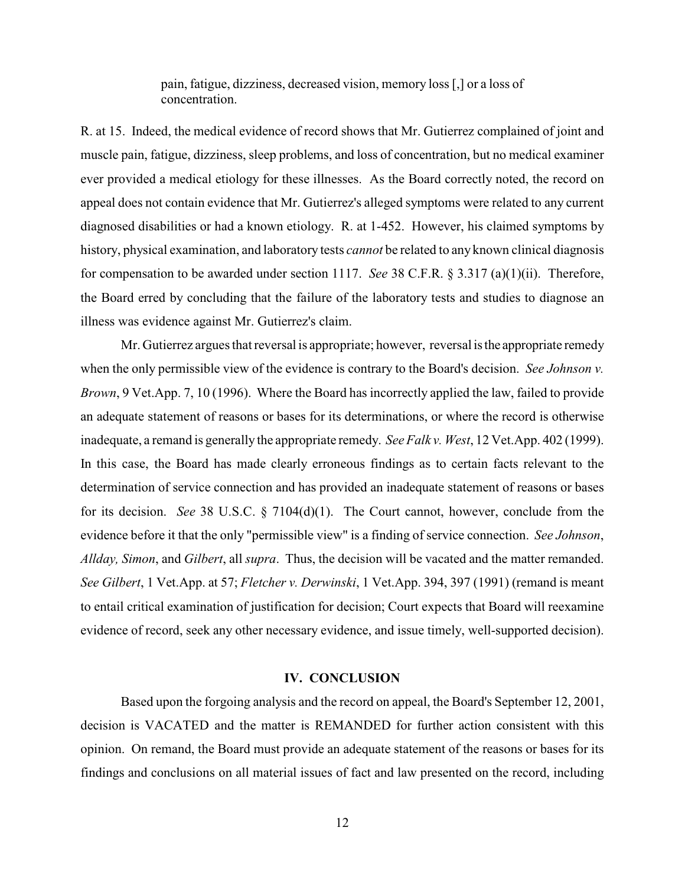> pain, fatigue, dizziness, decreased vision, memory loss [,] or a loss of concentration.

R. at 15. Indeed, the medical evidence of record shows that Mr. Gutierrez complained of joint and muscle pain, fatigue, dizziness, sleep problems, and loss of concentration, but no medical examiner ever provided a medical etiology for these illnesses. As the Board correctly noted, the record on appeal does not contain evidence that Mr. Gutierrez's alleged symptoms were related to any current diagnosed disabilities or had a known etiology. R. at 1-452. However, his claimed symptoms by history, physical examination, and laboratory tests *cannot* be related to any known clinical diagnosis for compensation to be awarded under section 1117. *See* 38 C.F.R. § 3.317 (a)(1)(ii). Therefore, the Board erred by concluding that the failure of the laboratory tests and studies to diagnose an illness was evidence against Mr. Gutierrez's claim.

Mr. Gutierrez argues that reversal is appropriate; however, reversal is the appropriate remedy when the only permissible view of the evidence is contrary to the Board's decision. *See Johnson v. Brown*, 9 Vet.App. 7, 10 (1996). Where the Board has incorrectly applied the law, failed to provide an adequate statement of reasons or bases for its determinations, or where the record is otherwise inadequate, a remand is generally the appropriate remedy. *See Falk v. West*, 12 Vet.App. 402 (1999). In this case, the Board has made clearly erroneous findings as to certain facts relevant to the determination of service connection and has provided an inadequate statement of reasons or bases for its decision. *See* 38 U.S.C. § 7104(d)(1). The Court cannot, however, conclude from the evidence before it that the only "permissible view" is a finding of service connection. *See Johnson*, *Allday, Simon*, and *Gilbert*, all *supra*. Thus, the decision will be vacated and the matter remanded. *See Gilbert*, 1 Vet.App. at 57; *Fletcher v. Derwinski*, 1 Vet.App. 394, 397 (1991) (remand is meant to entail critical examination of justification for decision; Court expects that Board will reexamine evidence of record, seek any other necessary evidence, and issue timely, well-supported decision).

## IV. CONCLUSION

Based upon the forgoing analysis and the record on appeal, the Board's September 12, 2001, decision is VACATED and the matter is REMANDED for further action consistent with this opinion. On remand, the Board must provide an adequate statement of the reasons or bases for its findings and conclusions on all material issues of fact and law presented on the record, including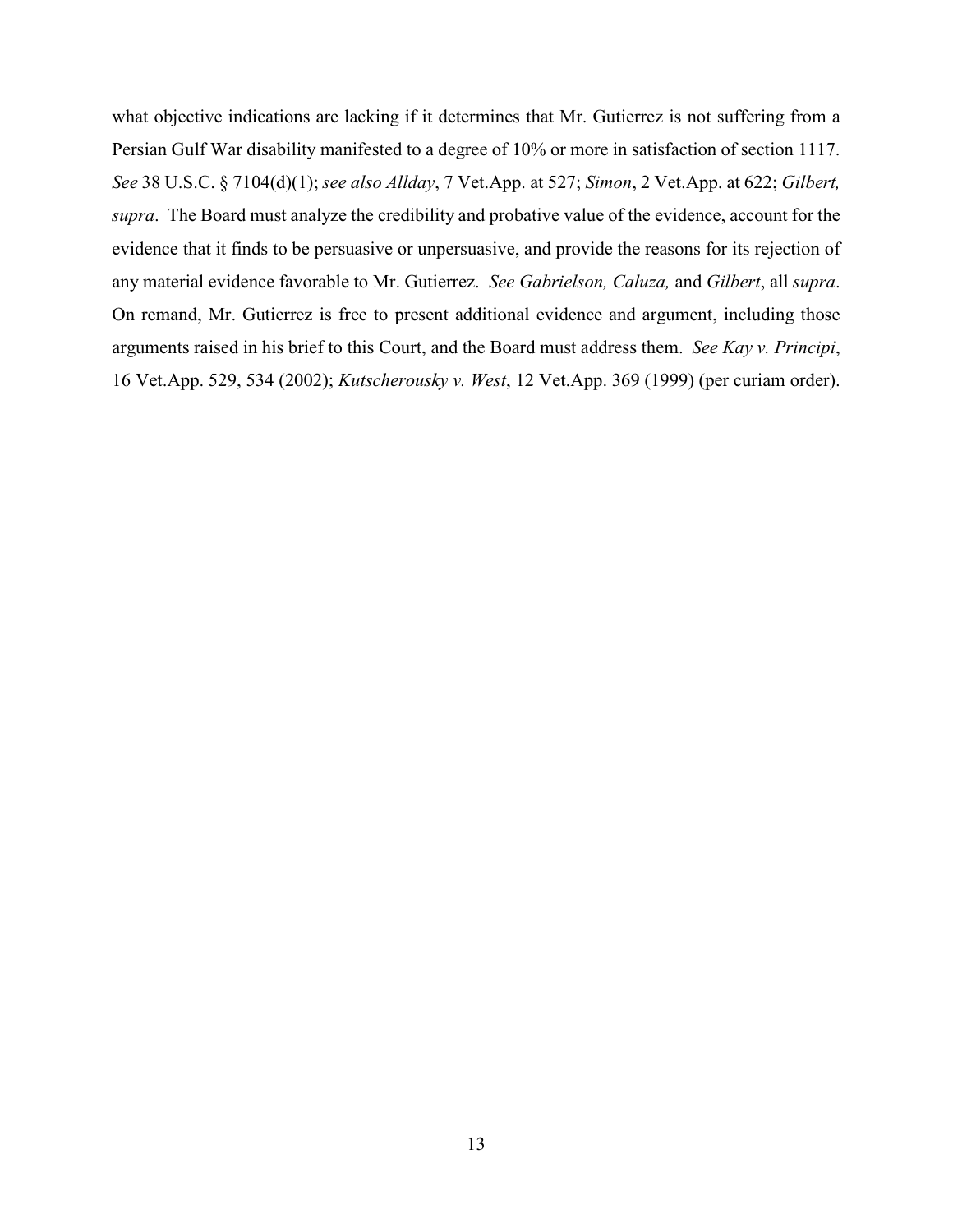what objective indications are lacking if it determines that Mr. Gutierrez is not suffering from a Persian Gulf War disability manifested to a degree of 10% or more in satisfaction of section 1117. *See* 38 U.S.C. § 7104(d)(1); *see also Allday*, 7 Vet.App. at 527; *Simon*, 2 Vet.App. at 622; *Gilbert, supra*. The Board must analyze the credibility and probative value of the evidence, account for the evidence that it finds to be persuasive or unpersuasive, and provide the reasons for its rejection of any material evidence favorable to Mr. Gutierrez. *See Gabrielson, Caluza,* and *Gilbert*, all *supra*. On remand, Mr. Gutierrez is free to present additional evidence and argument, including those arguments raised in his brief to this Court, and the Board must address them. *See Kay v. Principi*, 16 Vet.App. 529, 534 (2002); *Kutscherousky v. West*, 12 Vet.App. 369 (1999) (per curiam order).